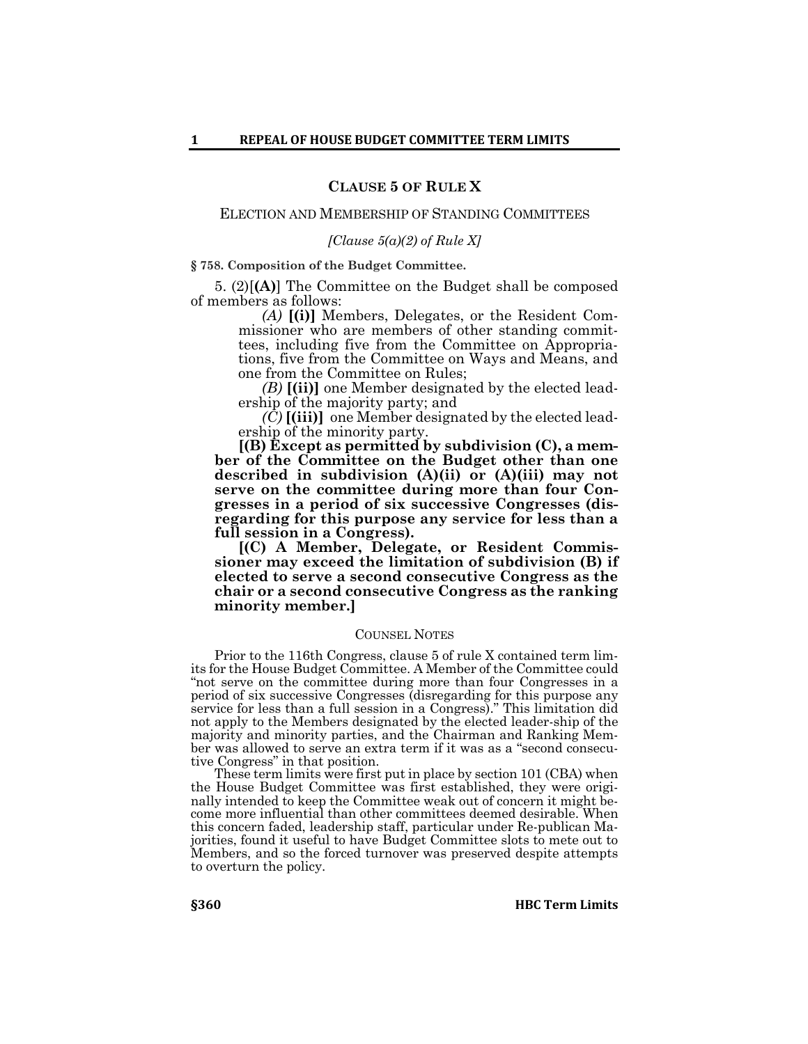## CLAUSE 5 OF RULE X

ELECTION AND MEMBERSHIP OF STANDING COMMITTEES

*[Clause 5(a)(2) of Rule X]*

**§ 758. Composition of the Budget Committee.**

5. (2)[**(A)**] The Committee on the Budget shall be composed of members as follows:

*(A)* **[(i)]** Members, Delegates, or the Resident Commissioner who are members of other standing committees, including five from the Committee on Appropriations, five from the Committee on Ways and Means, and one from the Committee on Rules;

*(B)* **[(ii)]** one Member designated by the elected leadership of the majority party; and

*(C)* **[(iii)]** one Member designated by the elected leadership of the minority party.

**[(B) Except as permitted by subdivision (C), a member of the Committee on the Budget other than one described in subdivision (A)(ii) or (A)(iii) may not serve on the committee during more than four Congresses in a period of six successive Congresses (disregarding for this purpose any service for less than a full session in a Congress).**

**[(C) A Member, Delegate, or Resident Commissioner may exceed the limitation of subdivision (B) if elected to serve a second consecutive Congress as the chair or a second consecutive Congress as the ranking minority member.]**

COUNSEL NOTES

Prior to the 116th Congress, clause 5 of rule X contained term limits for the House Budget Committee. A Member of the Committee could "not serve on the committee during more than four Congresses in a period of six successive Congresses (disregarding for this purpose any service for less than a full session in a Congress)." This limitation did not apply to the Members designated by the elected leader-ship of the majority and minority parties, and the Chairman and Ranking Member was allowed to serve an extra term if it was as a "second consecutive Congress" in that position.

These term limits were first put in place by section 101 (CBA) when the House Budget Committee was first established, they were originally intended to keep the Committee weak out of concern it might become more influential than other committees deemed desirable. When this concern faded, leadership staff, particular under Re-publican Majorities, found it useful to have Budget Committee slots to mete out to Members, and so the forced turnover was preserved despite attempts to overturn the policy.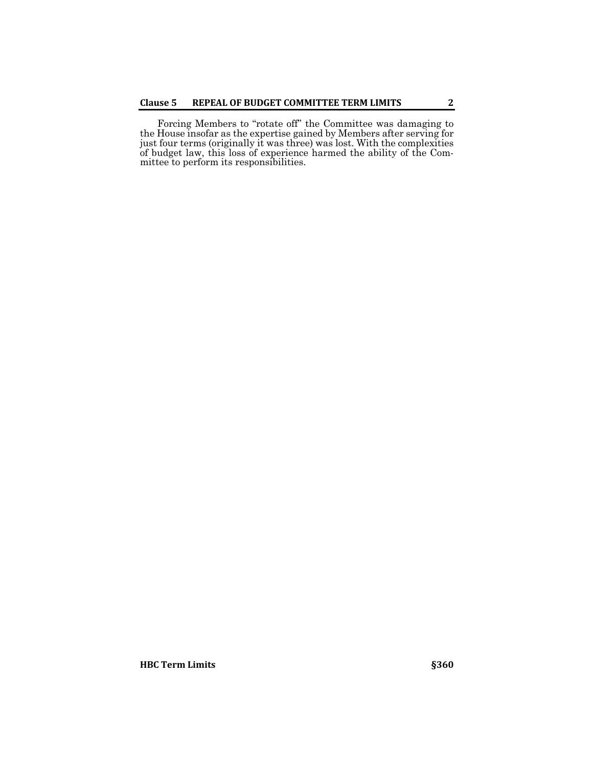Forcing Members to "rotate off" the Committee was damaging to the House insofar as the expertise gained by Members after serving for just four terms (originally it was three) was lost. With the complexities of budget law, this loss of experience harmed the ability of the Committee to perform its responsibilities.